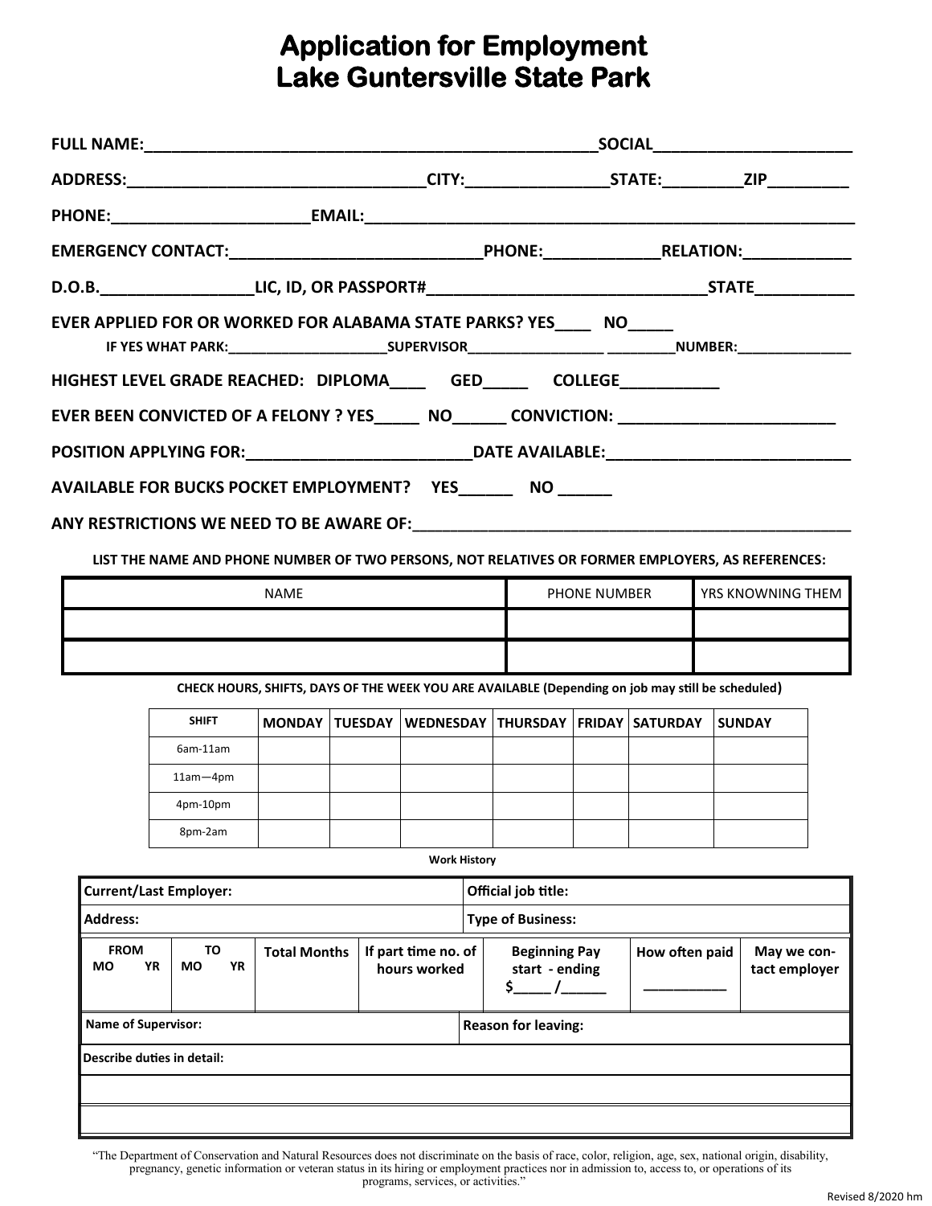# Application for Employment
# Lake Guntersville State Park

**FULL NAME:**_____________________________________________________**SOCIAL**_____________________

**ADDRESS:**__________________________________**CITY:**________________**STATE:**_________**ZIP**_________

**PHONE:**______________________**EMAIL:**________________________________________________________

**EMERGENCY CONTACT:**____________________________**PHONE:**_____________**RELATION:**____________

**D.O.B.**_________________**LIC, ID, OR PASSPORT#**_______________________________**STATE**___________

**EVER APPLIED FOR OR WORKED FOR ALABAMA STATE PARKS? YES**____ **NO**_____

**IF YES WHAT PARK:**_____________________**SUPERVISOR**__________________ _________**NUMBER:**_______________

**HIGHEST LEVEL GRADE REACHED: DIPLOMA**____ **GED**_____ **COLLEGE**___________

**EVER BEEN CONVICTED OF A FELONY ? YES**_____ **NO**______ **CONVICTION:** ________________________

**POSITION APPLYING FOR:**_________________________**DATE AVAILABLE:**___________________________

**AVAILABLE FOR BUCKS POCKET EMPLOYMENT? YES**______ **NO** ______

**ANY RESTRICTIONS WE NEED TO BE AWARE OF:**___________________________________________________

**LIST THE NAME AND PHONE NUMBER OF TWO PERSONS, NOT RELATIVES OR FORMER EMPLOYERS, AS REFERENCES:**

| NAME | PHONE NUMBER | YRS KNOWNING THEM |
|---|---|---|
| | | |
| | | |

**CHECK HOURS, SHIFTS, DAYS OF THE WEEK YOU ARE AVAILABLE (Depending on job may still be scheduled)**

| SHIFT | MONDAY | TUESDAY | WEDNESDAY | THURSDAY | FRIDAY | SATURDAY | SUNDAY |
|---|---|---|---|---|---|---|---|
| 6am-11am | | | | | | | |
| 11am—4pm | | | | | | | |
| 4pm-10pm | | | | | | | |
| 8pm-2am | | | | | | | |

**Work History**

| **Current/Last Employer:** | | | | **Official job title:** | | |
|---|---|---|---|---|---|---|
| **Address:** | | | | **Type of Business:** | | |
| **FROM** MO YR | **TO** MO YR | **Total Months** | **If part time no. of hours worked** | **Beginning Pay start - ending** $_____ /______ | **How often paid** ___________ | **May we contact employer** |
| **Name of Supervisor:** | | | | **Reason for leaving:** | | |
| **Describe duties in detail:** | | | | | | |
| | | | | | | |
| | | | | | | |

"The Department of Conservation and Natural Resources does not discriminate on the basis of race, color, religion, age, sex, national origin, disability, pregnancy, genetic information or veteran status in its hiring or employment practices nor in admission to, access to, or operations of its programs, services, or activities."

Revised 8/2020 hm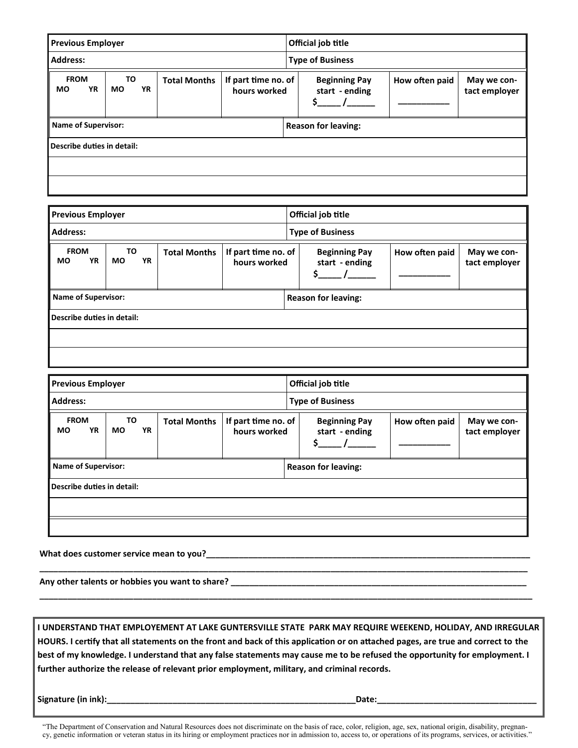| Previous Employer | | | | Official job title | | |
|---|---|---|---|---|---|---|
| **Address:** | | | | **Type of Business** | | |
| **FROM** MO YR | **TO** MO YR | **Total Months** | **If part time no. of hours worked** | **Beginning Pay start - ending** $_____ /______ | **How often paid** ___________ | **May we contact employer** |
| **Name of Supervisor:** | | | | **Reason for leaving:** | | |
| **Describe duties in detail:** | | | | | | |
| | | | | | | |
| | | | | | | |

| Previous Employer | | | | Official job title | | |
|---|---|---|---|---|---|---|
| **Address:** | | | | **Type of Business** | | |
| **FROM** MO YR | **TO** MO YR | **Total Months** | **If part time no. of hours worked** | **Beginning Pay start - ending** $_____ /______ | **How often paid** ___________ | **May we contact employer** |
| **Name of Supervisor:** | | | | **Reason for leaving:** | | |
| **Describe duties in detail:** | | | | | | |
| | | | | | | |
| | | | | | | |

| Previous Employer | | | | Official job title | | |
|---|---|---|---|---|---|---|
| **Address:** | | | | **Type of Business** | | |
| **FROM** MO YR | **TO** MO YR | **Total Months** | **If part time no. of hours worked** | **Beginning Pay start - ending** $_____ /______ | **How often paid** ___________ | **May we contact employer** |
| **Name of Supervisor:** | | | | **Reason for leaving:** | | |
| **Describe duties in detail:** | | | | | | |
| | | | | | | |
| | | | | | | |

**What does customer service mean to you?**_______________________________________________________________________

_____________________________________________________________________________________________

**Any other talents or hobbies you want to share?** _________________________________________________________________

_____________________________________________________________________________________________

**I UNDERSTAND THAT EMPLOYEMENT AT LAKE GUNTERSVILLE STATE PARK MAY REQUIRE WEEKEND, HOLIDAY, AND IRREGULAR HOURS. I certify that all statements on the front and back of this application or on attached pages, are true and correct to the best of my knowledge. I understand that any false statements may cause me to be refused the opportunity for employment. I further authorize the release of relevant prior employment, military, and criminal records.**

**Signature (in ink):**_______________________________________________________**Date:**__________________________________

"The Department of Conservation and Natural Resources does not discriminate on the basis of race, color, religion, age, sex, national origin, disability, pregnancy, genetic information or veteran status in its hiring or employment practices nor in admission to, access to, or operations of its programs, services, or activities."